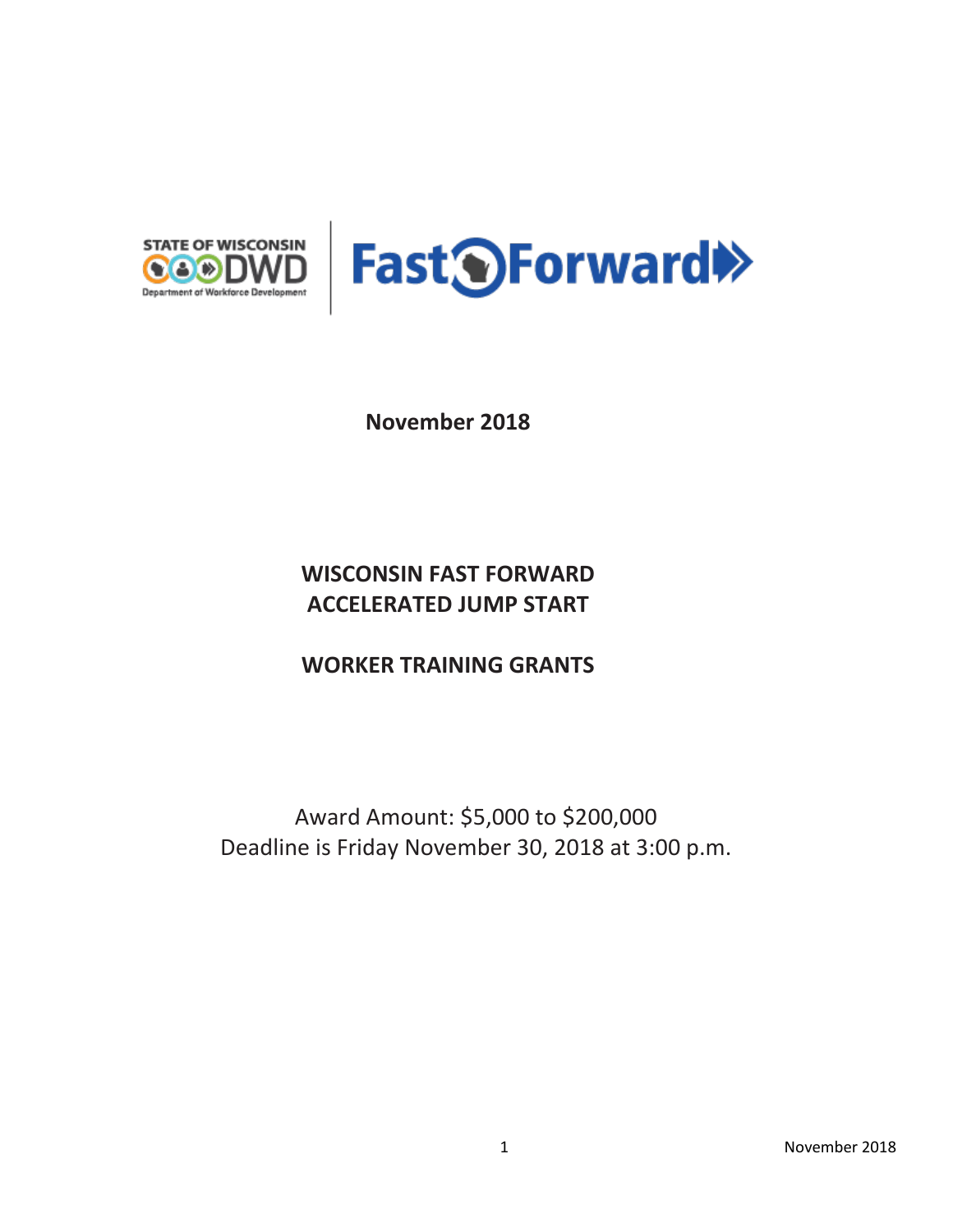STATE OF WISCONSIN DWD Department of Workforce Development | Fast Forward

**November 2018**

# WISCONSIN FAST FORWARD ACCELERATED JUMP START

# WORKER TRAINING GRANTS

Award Amount: $5,000 to $200,000
Deadline is Friday November 30, 2018 at 3:00 p.m.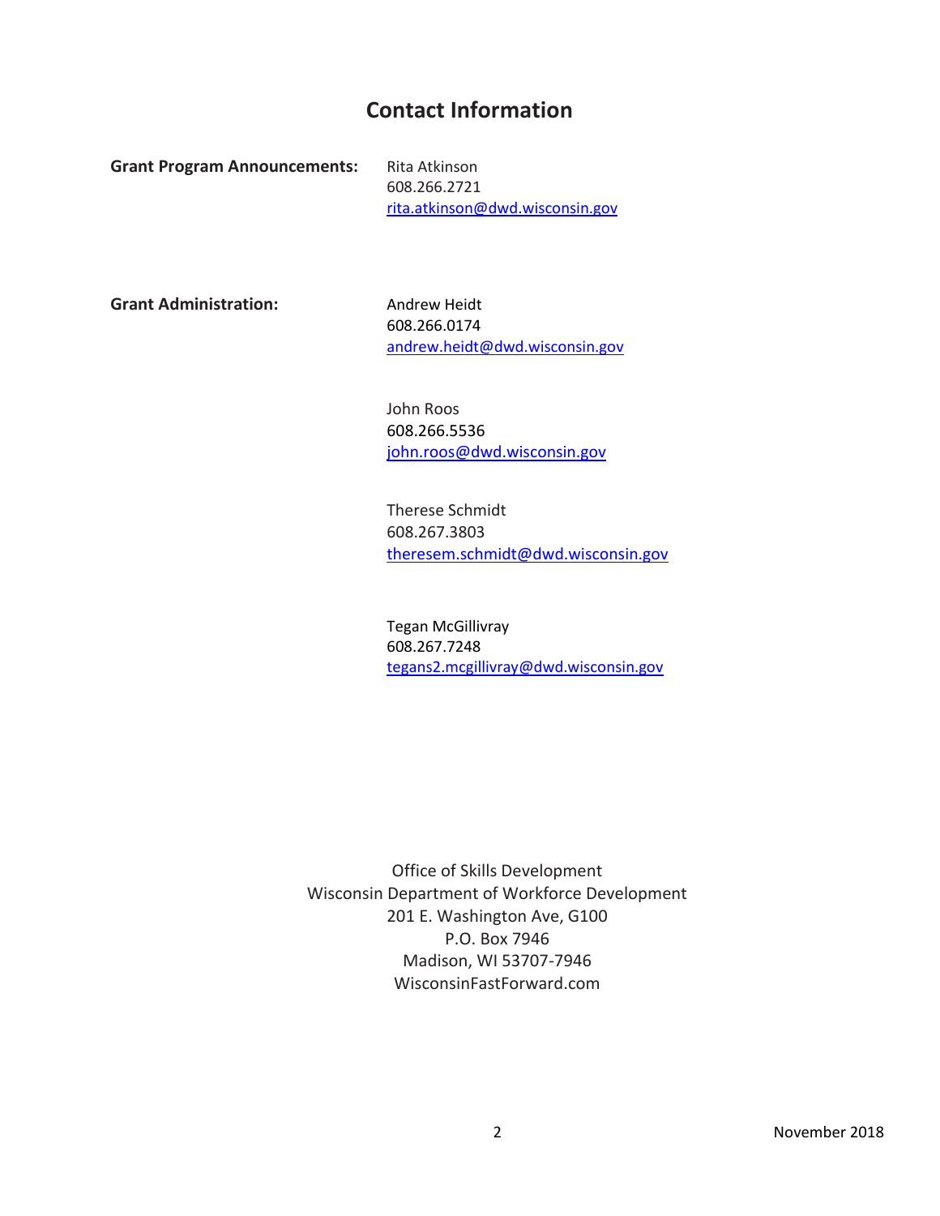# Contact Information

**Grant Program Announcements:**

Rita Atkinson
608.266.2721
rita.atkinson@dwd.wisconsin.gov

**Grant Administration:**

Andrew Heidt
608.266.0174
andrew.heidt@dwd.wisconsin.gov

John Roos
608.266.5536
john.roos@dwd.wisconsin.gov

Therese Schmidt
608.267.3803
theresem.schmidt@dwd.wisconsin.gov

Tegan McGillivray
608.267.7248
tegans2.mcgillivray@dwd.wisconsin.gov

Office of Skills Development
Wisconsin Department of Workforce Development
201 E. Washington Ave, G100
P.O. Box 7946
Madison, WI 53707-7946
WisconsinFastForward.com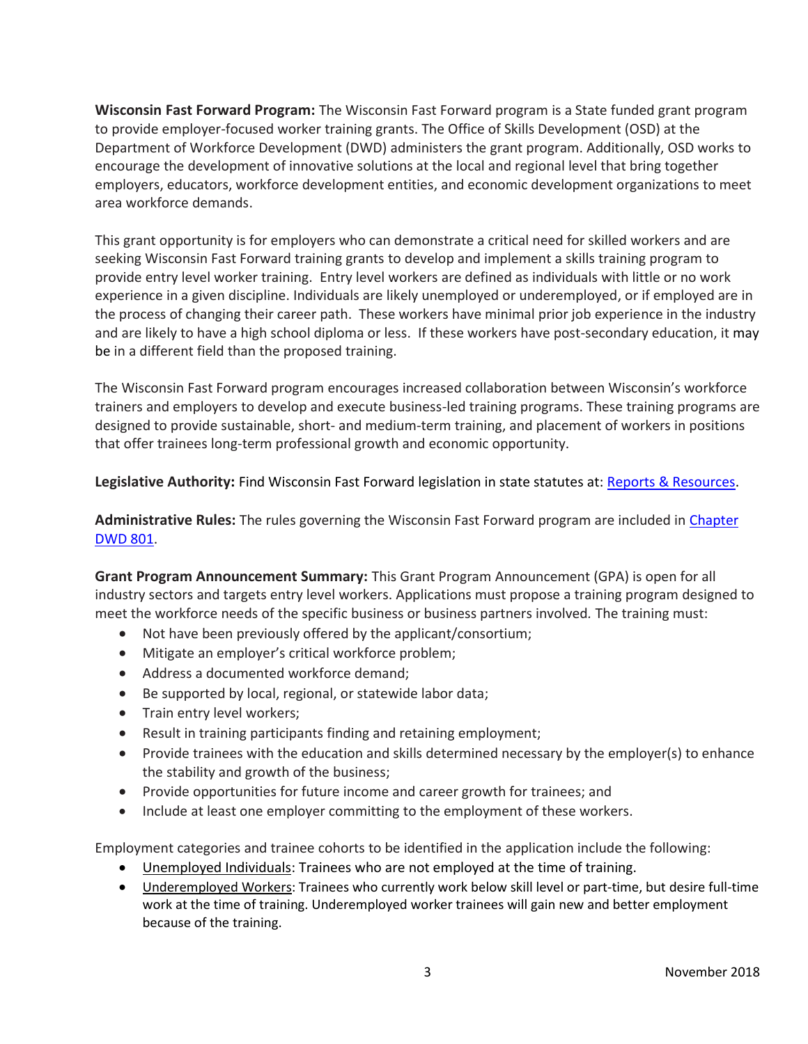**Wisconsin Fast Forward Program:** The Wisconsin Fast Forward program is a State funded grant program to provide employer-focused worker training grants. The Office of Skills Development (OSD) at the Department of Workforce Development (DWD) administers the grant program. Additionally, OSD works to encourage the development of innovative solutions at the local and regional level that bring together employers, educators, workforce development entities, and economic development organizations to meet area workforce demands.

This grant opportunity is for employers who can demonstrate a critical need for skilled workers and are seeking Wisconsin Fast Forward training grants to develop and implement a skills training program to provide entry level worker training. Entry level workers are defined as individuals with little or no work experience in a given discipline. Individuals are likely unemployed or underemployed, or if employed are in the process of changing their career path. These workers have minimal prior job experience in the industry and are likely to have a high school diploma or less. If these workers have post-secondary education, it may be in a different field than the proposed training.

The Wisconsin Fast Forward program encourages increased collaboration between Wisconsin's workforce trainers and employers to develop and execute business-led training programs. These training programs are designed to provide sustainable, short- and medium-term training, and placement of workers in positions that offer trainees long-term professional growth and economic opportunity.

**Legislative Authority:** Find Wisconsin Fast Forward legislation in state statutes at: Reports & Resources.

**Administrative Rules:** The rules governing the Wisconsin Fast Forward program are included in Chapter DWD 801.

**Grant Program Announcement Summary:** This Grant Program Announcement (GPA) is open for all industry sectors and targets entry level workers. Applications must propose a training program designed to meet the workforce needs of the specific business or business partners involved. The training must:

- Not have been previously offered by the applicant/consortium;
- Mitigate an employer's critical workforce problem;
- Address a documented workforce demand;
- Be supported by local, regional, or statewide labor data;
- Train entry level workers;
- Result in training participants finding and retaining employment;
- Provide trainees with the education and skills determined necessary by the employer(s) to enhance the stability and growth of the business;
- Provide opportunities for future income and career growth for trainees; and
- Include at least one employer committing to the employment of these workers.

Employment categories and trainee cohorts to be identified in the application include the following:

- Unemployed Individuals: Trainees who are not employed at the time of training.
- Underemployed Workers: Trainees who currently work below skill level or part-time, but desire full-time work at the time of training. Underemployed worker trainees will gain new and better employment because of the training.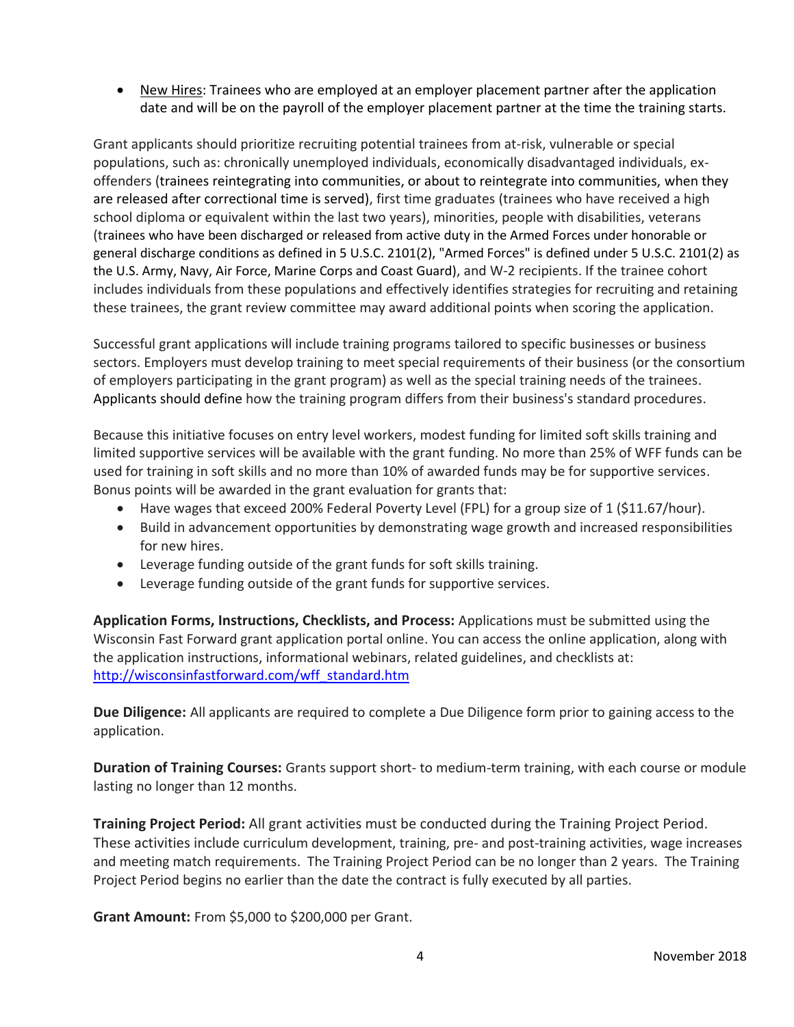- New Hires: Trainees who are employed at an employer placement partner after the application date and will be on the payroll of the employer placement partner at the time the training starts.

Grant applicants should prioritize recruiting potential trainees from at-risk, vulnerable or special populations, such as: chronically unemployed individuals, economically disadvantaged individuals, ex-offenders (trainees reintegrating into communities, or about to reintegrate into communities, when they are released after correctional time is served), first time graduates (trainees who have received a high school diploma or equivalent within the last two years), minorities, people with disabilities, veterans (trainees who have been discharged or released from active duty in the Armed Forces under honorable or general discharge conditions as defined in 5 U.S.C. 2101(2), "Armed Forces" is defined under 5 U.S.C. 2101(2) as the U.S. Army, Navy, Air Force, Marine Corps and Coast Guard), and W-2 recipients. If the trainee cohort includes individuals from these populations and effectively identifies strategies for recruiting and retaining these trainees, the grant review committee may award additional points when scoring the application.

Successful grant applications will include training programs tailored to specific businesses or business sectors. Employers must develop training to meet special requirements of their business (or the consortium of employers participating in the grant program) as well as the special training needs of the trainees. Applicants should define how the training program differs from their business's standard procedures.

Because this initiative focuses on entry level workers, modest funding for limited soft skills training and limited supportive services will be available with the grant funding. No more than 25% of WFF funds can be used for training in soft skills and no more than 10% of awarded funds may be for supportive services. Bonus points will be awarded in the grant evaluation for grants that:

- Have wages that exceed 200% Federal Poverty Level (FPL) for a group size of 1 ($11.67/hour).
- Build in advancement opportunities by demonstrating wage growth and increased responsibilities for new hires.
- Leverage funding outside of the grant funds for soft skills training.
- Leverage funding outside of the grant funds for supportive services.

**Application Forms, Instructions, Checklists, and Process:** Applications must be submitted using the Wisconsin Fast Forward grant application portal online. You can access the online application, along with the application instructions, informational webinars, related guidelines, and checklists at: http://wisconsinfastforward.com/wff_standard.htm

**Due Diligence:** All applicants are required to complete a Due Diligence form prior to gaining access to the application.

**Duration of Training Courses:** Grants support short- to medium-term training, with each course or module lasting no longer than 12 months.

**Training Project Period:** All grant activities must be conducted during the Training Project Period. These activities include curriculum development, training, pre- and post-training activities, wage increases and meeting match requirements. The Training Project Period can be no longer than 2 years. The Training Project Period begins no earlier than the date the contract is fully executed by all parties.

**Grant Amount:** From $5,000 to $200,000 per Grant.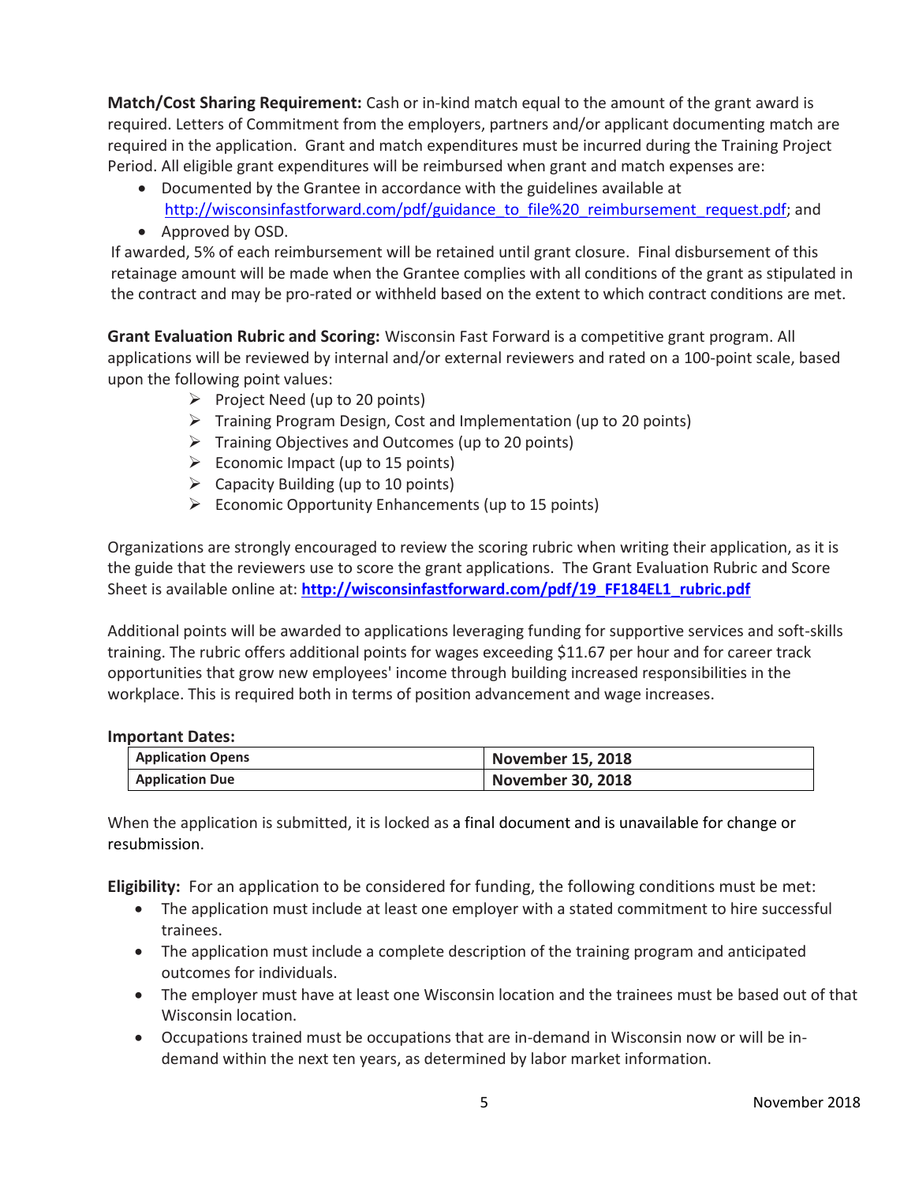**Match/Cost Sharing Requirement:** Cash or in-kind match equal to the amount of the grant award is required. Letters of Commitment from the employers, partners and/or applicant documenting match are required in the application. Grant and match expenditures must be incurred during the Training Project Period. All eligible grant expenditures will be reimbursed when grant and match expenses are:

- Documented by the Grantee in accordance with the guidelines available at http://wisconsinfastforward.com/pdf/guidance_to_file%20_reimbursement_request.pdf; and
- Approved by OSD.

If awarded, 5% of each reimbursement will be retained until grant closure. Final disbursement of this retainage amount will be made when the Grantee complies with all conditions of the grant as stipulated in the contract and may be pro-rated or withheld based on the extent to which contract conditions are met.

**Grant Evaluation Rubric and Scoring:** Wisconsin Fast Forward is a competitive grant program. All applications will be reviewed by internal and/or external reviewers and rated on a 100-point scale, based upon the following point values:

- Project Need (up to 20 points)
- Training Program Design, Cost and Implementation (up to 20 points)
- Training Objectives and Outcomes (up to 20 points)
- Economic Impact (up to 15 points)
- Capacity Building (up to 10 points)
- Economic Opportunity Enhancements (up to 15 points)

Organizations are strongly encouraged to review the scoring rubric when writing their application, as it is the guide that the reviewers use to score the grant applications. The Grant Evaluation Rubric and Score Sheet is available online at: **http://wisconsinfastforward.com/pdf/19_FF184EL1_rubric.pdf**

Additional points will be awarded to applications leveraging funding for supportive services and soft-skills training. The rubric offers additional points for wages exceeding $11.67 per hour and for career track opportunities that grow new employees' income through building increased responsibilities in the workplace. This is required both in terms of position advancement and wage increases.

**Important Dates:**

| | |
|---|---|
| **Application Opens** | **November 15, 2018** |
| **Application Due** | **November 30, 2018** |

When the application is submitted, it is locked as a final document and is unavailable for change or resubmission.

**Eligibility:** For an application to be considered for funding, the following conditions must be met:

- The application must include at least one employer with a stated commitment to hire successful trainees.
- The application must include a complete description of the training program and anticipated outcomes for individuals.
- The employer must have at least one Wisconsin location and the trainees must be based out of that Wisconsin location.
- Occupations trained must be occupations that are in-demand in Wisconsin now or will be in-demand within the next ten years, as determined by labor market information.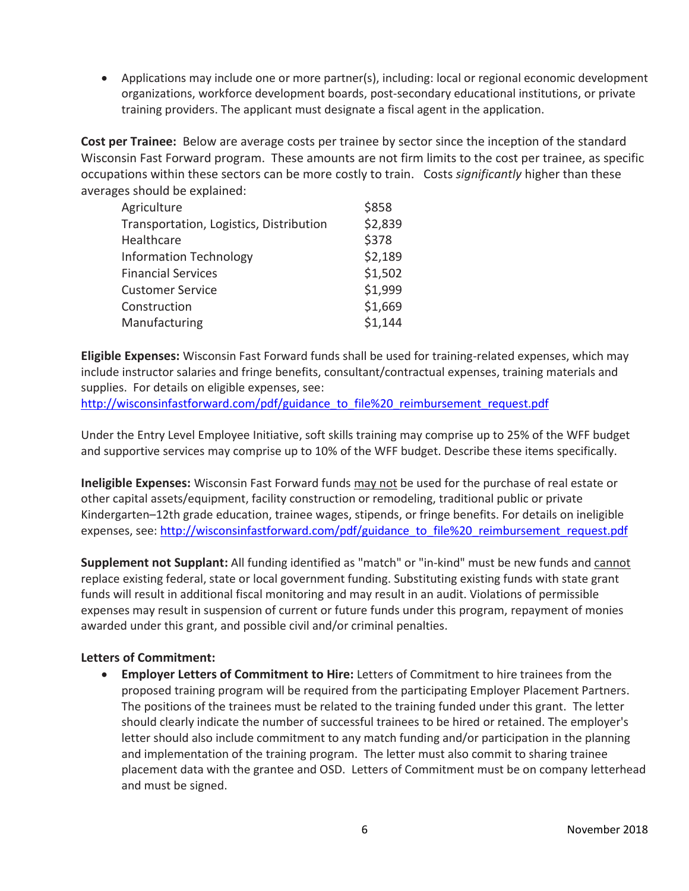- Applications may include one or more partner(s), including: local or regional economic development organizations, workforce development boards, post-secondary educational institutions, or private training providers. The applicant must designate a fiscal agent in the application.

**Cost per Trainee:** Below are average costs per trainee by sector since the inception of the standard Wisconsin Fast Forward program. These amounts are not firm limits to the cost per trainee, as specific occupations within these sectors can be more costly to train. Costs *significantly* higher than these averages should be explained:

| Sector | Average Cost |
|---|---|
| Agriculture | $858 |
| Transportation, Logistics, Distribution | $2,839 |
| Healthcare | $378 |
| Information Technology | $2,189 |
| Financial Services | $1,502 |
| Customer Service | $1,999 |
| Construction | $1,669 |
| Manufacturing | $1,144 |

**Eligible Expenses:** Wisconsin Fast Forward funds shall be used for training-related expenses, which may include instructor salaries and fringe benefits, consultant/contractual expenses, training materials and supplies. For details on eligible expenses, see: http://wisconsinfastforward.com/pdf/guidance_to_file%20_reimbursement_request.pdf

Under the Entry Level Employee Initiative, soft skills training may comprise up to 25% of the WFF budget and supportive services may comprise up to 10% of the WFF budget. Describe these items specifically.

**Ineligible Expenses:** Wisconsin Fast Forward funds may not be used for the purchase of real estate or other capital assets/equipment, facility construction or remodeling, traditional public or private Kindergarten–12th grade education, trainee wages, stipends, or fringe benefits. For details on ineligible expenses, see: http://wisconsinfastforward.com/pdf/guidance_to_file%20_reimbursement_request.pdf

**Supplement not Supplant:** All funding identified as "match" or "in-kind" must be new funds and cannot replace existing federal, state or local government funding. Substituting existing funds with state grant funds will result in additional fiscal monitoring and may result in an audit. Violations of permissible expenses may result in suspension of current or future funds under this program, repayment of monies awarded under this grant, and possible civil and/or criminal penalties.

**Letters of Commitment:**

- **Employer Letters of Commitment to Hire:** Letters of Commitment to hire trainees from the proposed training program will be required from the participating Employer Placement Partners. The positions of the trainees must be related to the training funded under this grant. The letter should clearly indicate the number of successful trainees to be hired or retained. The employer's letter should also include commitment to any match funding and/or participation in the planning and implementation of the training program. The letter must also commit to sharing trainee placement data with the grantee and OSD. Letters of Commitment must be on company letterhead and must be signed.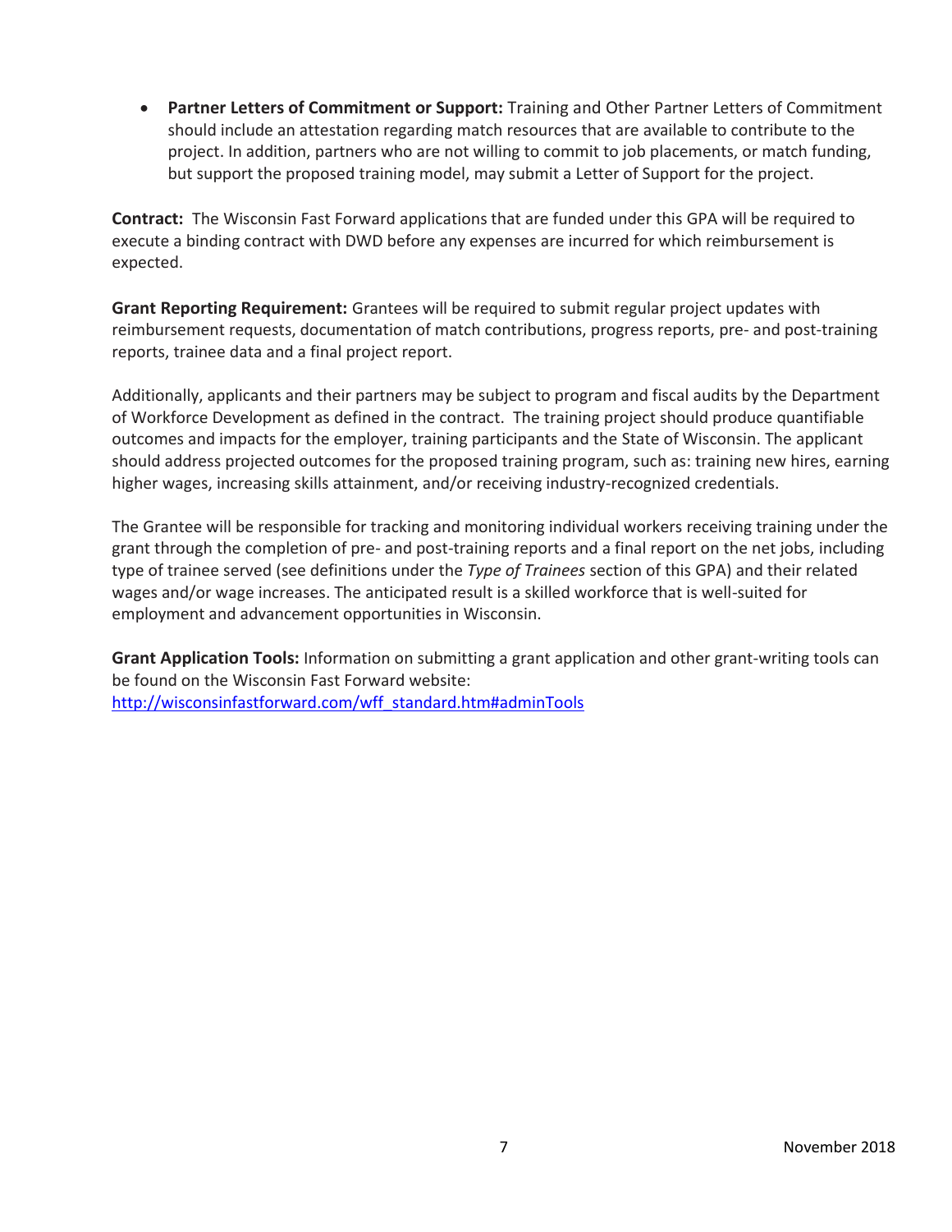- **Partner Letters of Commitment or Support:** Training and Other Partner Letters of Commitment should include an attestation regarding match resources that are available to contribute to the project. In addition, partners who are not willing to commit to job placements, or match funding, but support the proposed training model, may submit a Letter of Support for the project.

**Contract:** The Wisconsin Fast Forward applications that are funded under this GPA will be required to execute a binding contract with DWD before any expenses are incurred for which reimbursement is expected.

**Grant Reporting Requirement:** Grantees will be required to submit regular project updates with reimbursement requests, documentation of match contributions, progress reports, pre- and post-training reports, trainee data and a final project report.

Additionally, applicants and their partners may be subject to program and fiscal audits by the Department of Workforce Development as defined in the contract. The training project should produce quantifiable outcomes and impacts for the employer, training participants and the State of Wisconsin. The applicant should address projected outcomes for the proposed training program, such as: training new hires, earning higher wages, increasing skills attainment, and/or receiving industry-recognized credentials.

The Grantee will be responsible for tracking and monitoring individual workers receiving training under the grant through the completion of pre- and post-training reports and a final report on the net jobs, including type of trainee served (see definitions under the *Type of Trainees* section of this GPA) and their related wages and/or wage increases. The anticipated result is a skilled workforce that is well-suited for employment and advancement opportunities in Wisconsin.

**Grant Application Tools:** Information on submitting a grant application and other grant-writing tools can be found on the Wisconsin Fast Forward website:
http://wisconsinfastforward.com/wff_standard.htm#adminTools